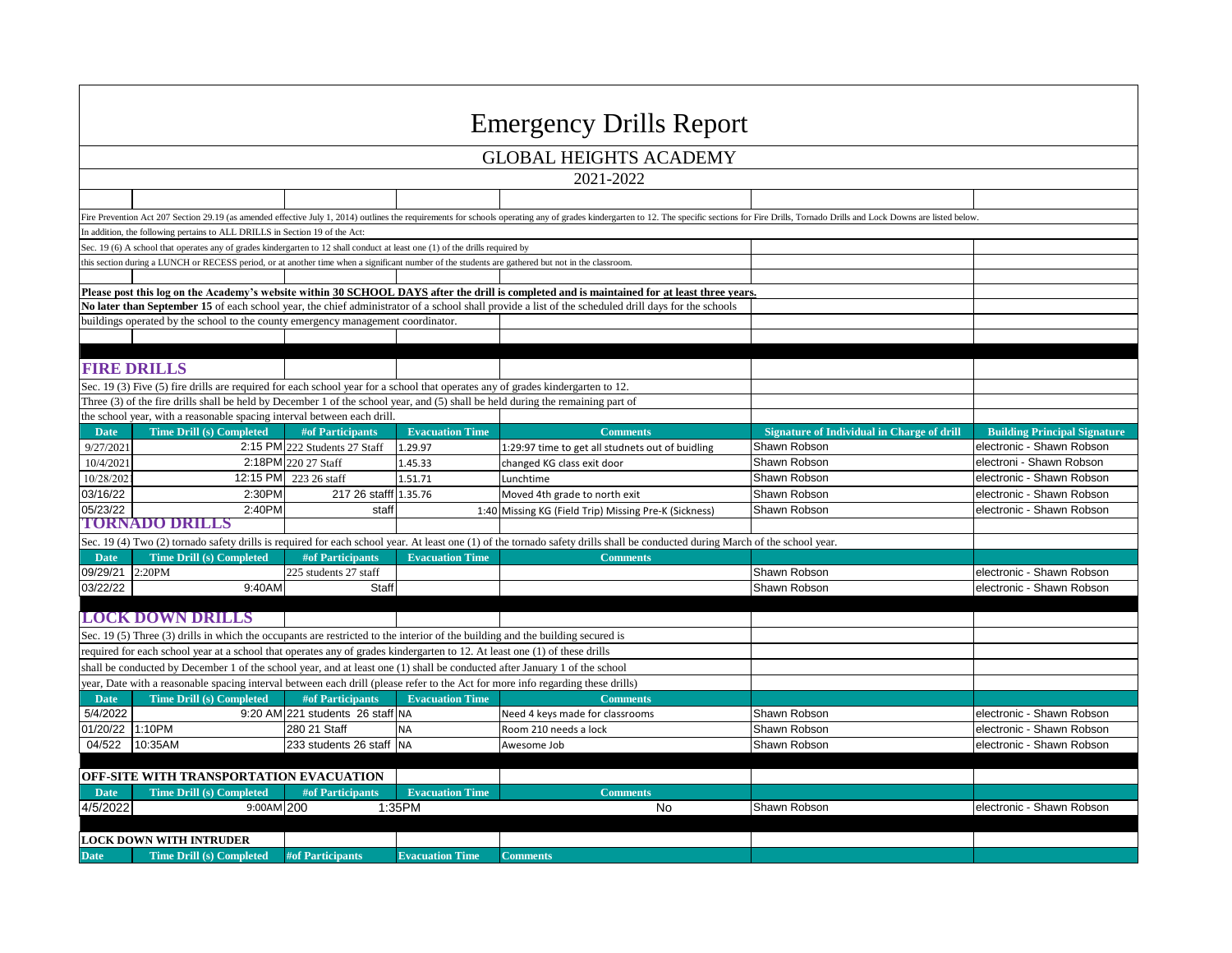# Emergency Drills Report

## GLOBAL HEIGHTS ACADEMY

2021-2022

Fire Prevention Act 207 Section 29.19 (as amended effective July 1, 2014) outlines the requirements for schools operating any of grades kindergarten to 12. The specific sections for Fire Drills, Tornado Drills and Lock Downs are listed below.

In addition, the following pertains to ALL DRILLS in Section 19 of the Act:

Sec. 19 (6) A school that operates any of grades kindergarten to 12 shall conduct at least one (1) of the drills required by this section during a LUNCH or RECESS period, or at another time when a significant number of the students are gathered but not in the classroom.

**Please post this log on the Academy's website within 30 SCHOOL DAYS after the drill is completed and is maintained for at least three years.**

**No later than September 15** of each school year, the chief administrator of a school shall provide a list of the scheduled drill days for the schools buildings operated by the school to the county emergency management coordinator.

## FIRE DRILLS

Sec. 19 (3) Five (5) fire drills are required for each school year for a school that operates any of grades kindergarten to 12. Three (3) of the fire drills shall be held by December 1 of the school year, and (5) shall be held during the remaining part of the school year, with a reasonable spacing interval between each drill.

| Date | Time Drill (s) Completed | #of Participants | Evacuation Time | Comments | Signature of Individual in Charge of drill | Building Principal Signature |
|---|---|---|---|---|---|---|
| 9/27/2021 | 2:15 PM | 222 Students 27 Staff | 1.29.97 | 1:29:97 time to get all studnets out of buidling | Shawn Robson | electronic - Shawn Robson |
| 10/4/2021 | 2:18PM | 220 27 Staff | 1.45.33 | changed KG class exit door | Shawn Robson | electroni - Shawn Robson |
| 10/28/202 | 12:15 PM | 223 26 staff | 1.51.71 | Lunchtime | Shawn Robson | electronic - Shawn Robson |
| 03/16/22 | 2:30PM | 217 26 stafff | 1.35.76 | Moved 4th grade to north exit | Shawn Robson | electronic - Shawn Robson |
| 05/23/22 | 2:40PM | staff | 1:40 | Missing KG (Field Trip) Missing Pre-K (Sickness) | Shawn Robson | electronic - Shawn Robson |

## TORNADO DRILLS

Sec. 19 (4) Two (2) tornado safety drills is required for each school year. At least one (1) of the tornado safety drills shall be conducted during March of the school year.

| Date | Time Drill (s) Completed | #of Participants | Evacuation Time | Comments | | |
|---|---|---|---|---|---|---|
| 09/29/21 | 2:20PM | 225 students 27 staff | | | Shawn Robson | electronic - Shawn Robson |
| 03/22/22 | 9:40AM | Staff | | | Shawn Robson | electronic - Shawn Robson |

## LOCK DOWN DRILLS

Sec. 19 (5) Three (3) drills in which the occupants are restricted to the interior of the building and the building secured is required for each school year at a school that operates any of grades kindergarten to 12. At least one (1) of these drills shall be conducted by December 1 of the school year, and at least one (1) shall be conducted after January 1 of the school year, Date with a reasonable spacing interval between each drill (please refer to the Act for more info regarding these drills)

| Date | Time Drill (s) Completed | #of Participants | Evacuation Time | Comments | | |
|---|---|---|---|---|---|---|
| 5/4/2022 | 9:20 AM | 221 students 26 staff | NA | Need 4 keys made for classrooms | Shawn Robson | electronic - Shawn Robson |
| 01/20/22 | 1:10PM | 280 21 Staff | NA | Room 210 needs a lock | Shawn Robson | electronic - Shawn Robson |
| 04/522 | 10:35AM | 233 students 26 staff | NA | Awesome Job | Shawn Robson | electronic - Shawn Robson |

## OFF-SITE WITH TRANSPORTATION EVACUATION

| Date | Time Drill (s) Completed | #of Participants | Evacuation Time | Comments | | |
|---|---|---|---|---|---|---|
| 4/5/2022 | 9:00AM | 200 | 1:35PM | No | Shawn Robson | electronic - Shawn Robson |

## LOCK DOWN WITH INTRUDER

| Date | Time Drill (s) Completed | #of Participants | Evacuation Time | Comments | | |
|---|---|---|---|---|---|---|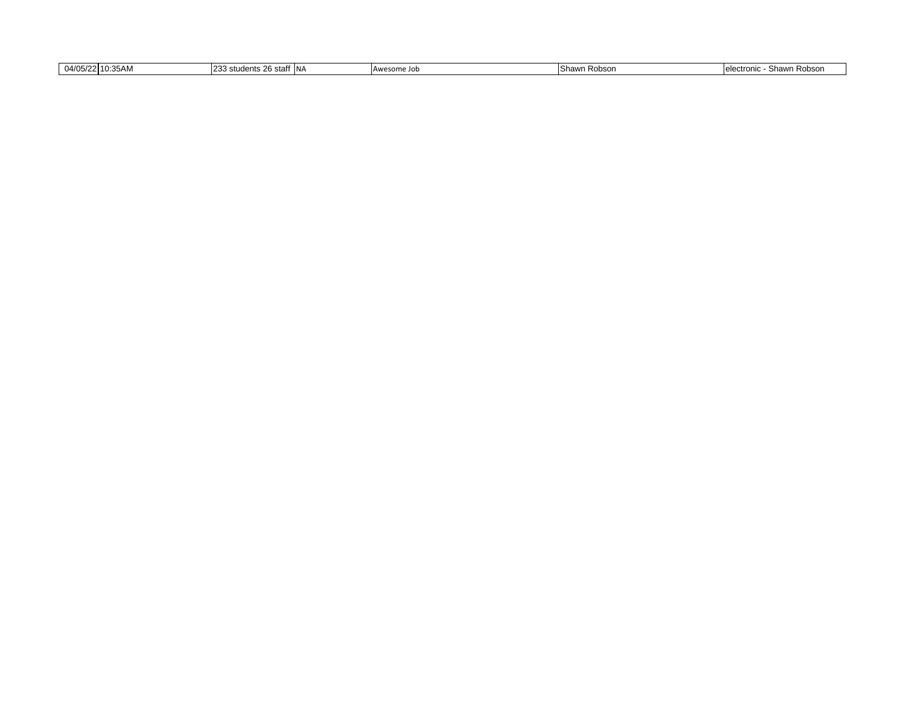| | | | | | | |
|---|---|---|---|---|---|---|
| 04/05/22 | 10:35AM | 233 students 26 staff | NA | Awesome Job | Shawn Robson | electronic - Shawn Robson |